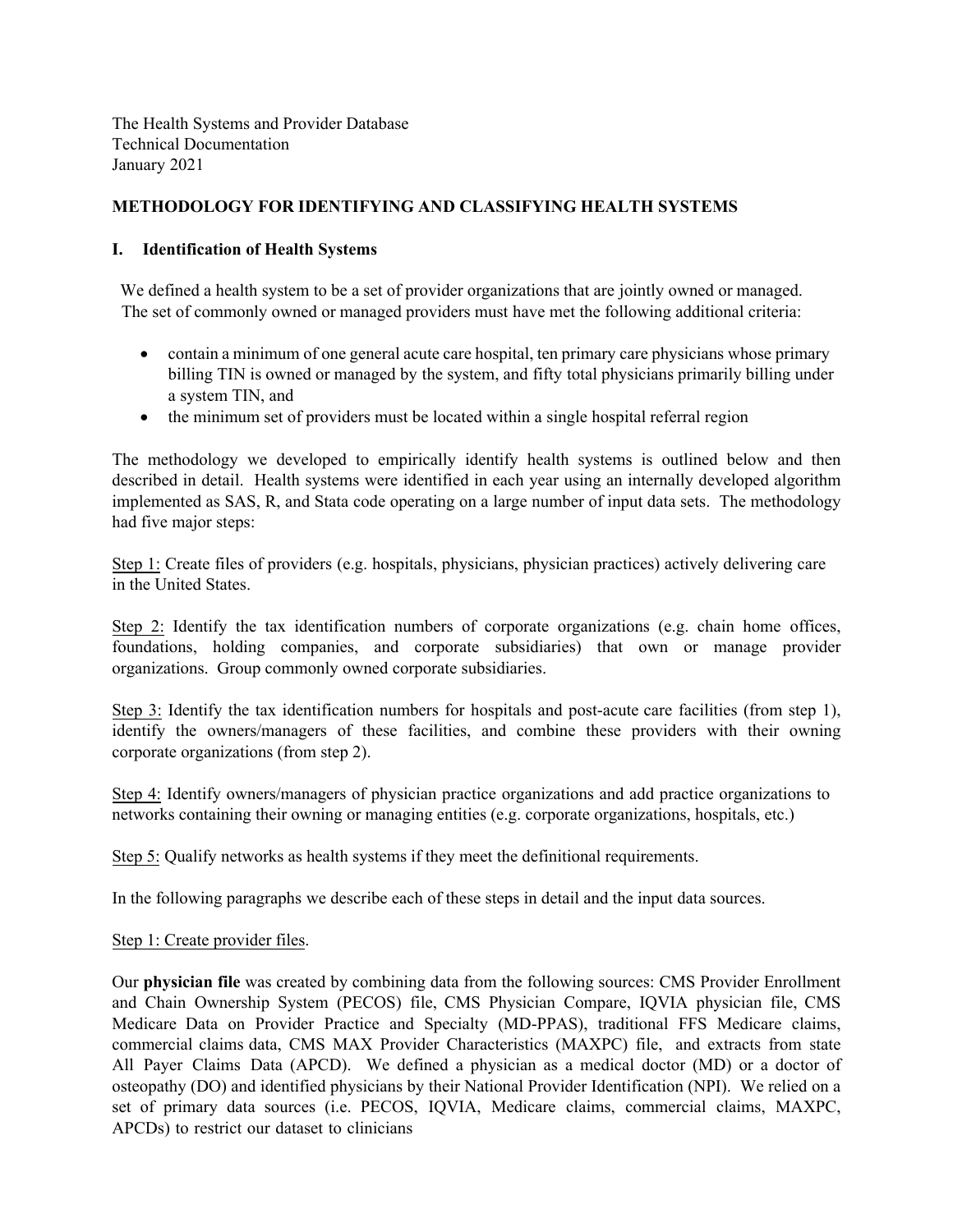The Health Systems and Provider Database
Technical Documentation
January 2021

**METHODOLOGY FOR IDENTIFYING AND CLASSIFYING HEALTH SYSTEMS**

## I. Identification of Health Systems

We defined a health system to be a set of provider organizations that are jointly owned or managed. The set of commonly owned or managed providers must have met the following additional criteria:

- contain a minimum of one general acute care hospital, ten primary care physicians whose primary billing TIN is owned or managed by the system, and fifty total physicians primarily billing under a system TIN, and
- the minimum set of providers must be located within a single hospital referral region

The methodology we developed to empirically identify health systems is outlined below and then described in detail. Health systems were identified in each year using an internally developed algorithm implemented as SAS, R, and Stata code operating on a large number of input data sets. The methodology had five major steps:

Step 1: Create files of providers (e.g. hospitals, physicians, physician practices) actively delivering care in the United States.

Step 2: Identify the tax identification numbers of corporate organizations (e.g. chain home offices, foundations, holding companies, and corporate subsidiaries) that own or manage provider organizations. Group commonly owned corporate subsidiaries.

Step 3: Identify the tax identification numbers for hospitals and post-acute care facilities (from step 1), identify the owners/managers of these facilities, and combine these providers with their owning corporate organizations (from step 2).

Step 4: Identify owners/managers of physician practice organizations and add practice organizations to networks containing their owning or managing entities (e.g. corporate organizations, hospitals, etc.)

Step 5: Qualify networks as health systems if they meet the definitional requirements.

In the following paragraphs we describe each of these steps in detail and the input data sources.

Step 1: Create provider files.

Our **physician file** was created by combining data from the following sources: CMS Provider Enrollment and Chain Ownership System (PECOS) file, CMS Physician Compare, IQVIA physician file, CMS Medicare Data on Provider Practice and Specialty (MD-PPAS), traditional FFS Medicare claims, commercial claims data, CMS MAX Provider Characteristics (MAXPC) file, and extracts from state All Payer Claims Data (APCD). We defined a physician as a medical doctor (MD) or a doctor of osteopathy (DO) and identified physicians by their National Provider Identification (NPI). We relied on a set of primary data sources (i.e. PECOS, IQVIA, Medicare claims, commercial claims, MAXPC, APCDs) to restrict our dataset to clinicians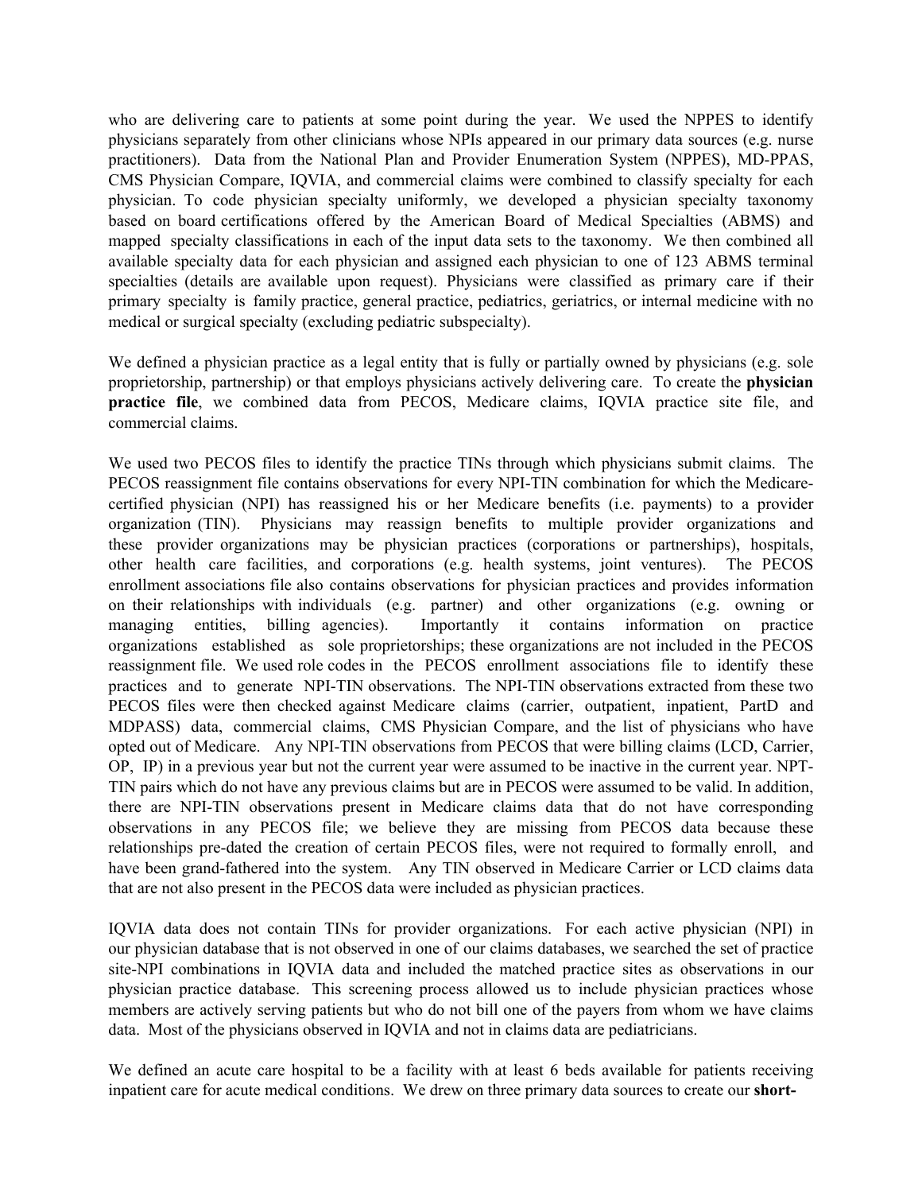who are delivering care to patients at some point during the year. We used the NPPES to identify physicians separately from other clinicians whose NPIs appeared in our primary data sources (e.g. nurse practitioners). Data from the National Plan and Provider Enumeration System (NPPES), MD-PPAS, CMS Physician Compare, IQVIA, and commercial claims were combined to classify specialty for each physician. To code physician specialty uniformly, we developed a physician specialty taxonomy based on board certifications offered by the American Board of Medical Specialties (ABMS) and mapped specialty classifications in each of the input data sets to the taxonomy. We then combined all available specialty data for each physician and assigned each physician to one of 123 ABMS terminal specialties (details are available upon request). Physicians were classified as primary care if their primary specialty is family practice, general practice, pediatrics, geriatrics, or internal medicine with no medical or surgical specialty (excluding pediatric subspecialty).

We defined a physician practice as a legal entity that is fully or partially owned by physicians (e.g. sole proprietorship, partnership) or that employs physicians actively delivering care. To create the **physician practice file**, we combined data from PECOS, Medicare claims, IQVIA practice site file, and commercial claims.

We used two PECOS files to identify the practice TINs through which physicians submit claims. The PECOS reassignment file contains observations for every NPI-TIN combination for which the Medicare-certified physician (NPI) has reassigned his or her Medicare benefits (i.e. payments) to a provider organization (TIN). Physicians may reassign benefits to multiple provider organizations and these provider organizations may be physician practices (corporations or partnerships), hospitals, other health care facilities, and corporations (e.g. health systems, joint ventures). The PECOS enrollment associations file also contains observations for physician practices and provides information on their relationships with individuals (e.g. partner) and other organizations (e.g. owning or managing entities, billing agencies). Importantly it contains information on practice organizations established as sole proprietorships; these organizations are not included in the PECOS reassignment file. We used role codes in the PECOS enrollment associations file to identify these practices and to generate NPI-TIN observations. The NPI-TIN observations extracted from these two PECOS files were then checked against Medicare claims (carrier, outpatient, inpatient, PartD and MDPASS) data, commercial claims, CMS Physician Compare, and the list of physicians who have opted out of Medicare. Any NPI-TIN observations from PECOS that were billing claims (LCD, Carrier, OP, IP) in a previous year but not the current year were assumed to be inactive in the current year. NPT-TIN pairs which do not have any previous claims but are in PECOS were assumed to be valid. In addition, there are NPI-TIN observations present in Medicare claims data that do not have corresponding observations in any PECOS file; we believe they are missing from PECOS data because these relationships pre-dated the creation of certain PECOS files, were not required to formally enroll, and have been grand-fathered into the system. Any TIN observed in Medicare Carrier or LCD claims data that are not also present in the PECOS data were included as physician practices.

IQVIA data does not contain TINs for provider organizations. For each active physician (NPI) in our physician database that is not observed in one of our claims databases, we searched the set of practice site-NPI combinations in IQVIA data and included the matched practice sites as observations in our physician practice database. This screening process allowed us to include physician practices whose members are actively serving patients but who do not bill one of the payers from whom we have claims data. Most of the physicians observed in IQVIA and not in claims data are pediatricians.

We defined an acute care hospital to be a facility with at least 6 beds available for patients receiving inpatient care for acute medical conditions. We drew on three primary data sources to create our **short-**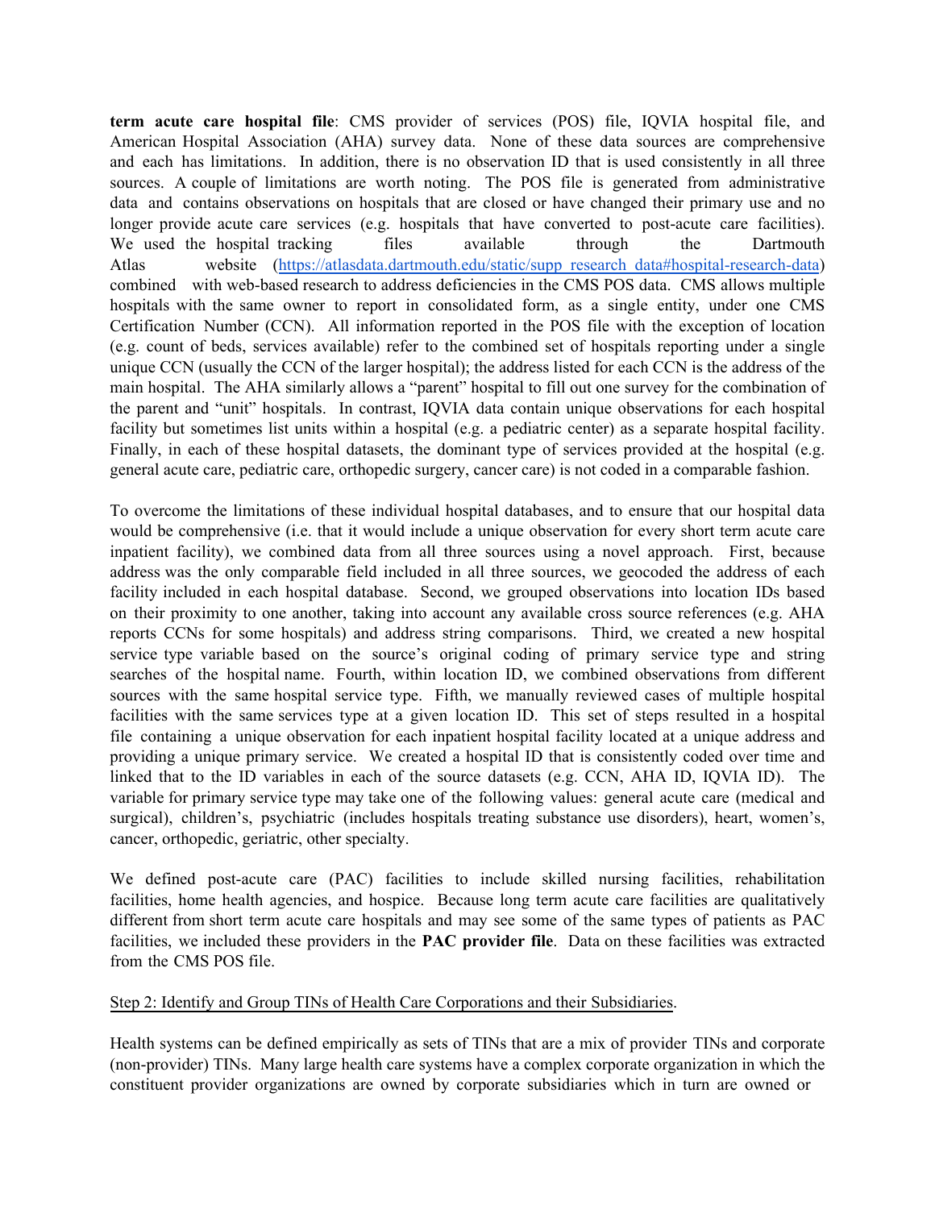**term acute care hospital file**: CMS provider of services (POS) file, IQVIA hospital file, and American Hospital Association (AHA) survey data. None of these data sources are comprehensive and each has limitations. In addition, there is no observation ID that is used consistently in all three sources. A couple of limitations are worth noting. The POS file is generated from administrative data and contains observations on hospitals that are closed or have changed their primary use and no longer provide acute care services (e.g. hospitals that have converted to post-acute care facilities). We used the hospital tracking files available through the Dartmouth Atlas website ([https://atlasdata.dartmouth.edu/static/supp_research_data#hospital-research-data](https://atlasdata.dartmouth.edu/static/supp_research_data#hospital-research-data)) combined with web-based research to address deficiencies in the CMS POS data. CMS allows multiple hospitals with the same owner to report in consolidated form, as a single entity, under one CMS Certification Number (CCN). All information reported in the POS file with the exception of location (e.g. count of beds, services available) refer to the combined set of hospitals reporting under a single unique CCN (usually the CCN of the larger hospital); the address listed for each CCN is the address of the main hospital. The AHA similarly allows a "parent" hospital to fill out one survey for the combination of the parent and "unit" hospitals. In contrast, IQVIA data contain unique observations for each hospital facility but sometimes list units within a hospital (e.g. a pediatric center) as a separate hospital facility. Finally, in each of these hospital datasets, the dominant type of services provided at the hospital (e.g. general acute care, pediatric care, orthopedic surgery, cancer care) is not coded in a comparable fashion.

To overcome the limitations of these individual hospital databases, and to ensure that our hospital data would be comprehensive (i.e. that it would include a unique observation for every short term acute care inpatient facility), we combined data from all three sources using a novel approach. First, because address was the only comparable field included in all three sources, we geocoded the address of each facility included in each hospital database. Second, we grouped observations into location IDs based on their proximity to one another, taking into account any available cross source references (e.g. AHA reports CCNs for some hospitals) and address string comparisons. Third, we created a new hospital service type variable based on the source's original coding of primary service type and string searches of the hospital name. Fourth, within location ID, we combined observations from different sources with the same hospital service type. Fifth, we manually reviewed cases of multiple hospital facilities with the same services type at a given location ID. This set of steps resulted in a hospital file containing a unique observation for each inpatient hospital facility located at a unique address and providing a unique primary service. We created a hospital ID that is consistently coded over time and linked that to the ID variables in each of the source datasets (e.g. CCN, AHA ID, IQVIA ID). The variable for primary service type may take one of the following values: general acute care (medical and surgical), children's, psychiatric (includes hospitals treating substance use disorders), heart, women's, cancer, orthopedic, geriatric, other specialty.

We defined post-acute care (PAC) facilities to include skilled nursing facilities, rehabilitation facilities, home health agencies, and hospice. Because long term acute care facilities are qualitatively different from short term acute care hospitals and may see some of the same types of patients as PAC facilities, we included these providers in the **PAC provider file**. Data on these facilities was extracted from the CMS POS file.

Step 2: Identify and Group TINs of Health Care Corporations and their Subsidiaries.

Health systems can be defined empirically as sets of TINs that are a mix of provider TINs and corporate (non-provider) TINs. Many large health care systems have a complex corporate organization in which the constituent provider organizations are owned by corporate subsidiaries which in turn are owned or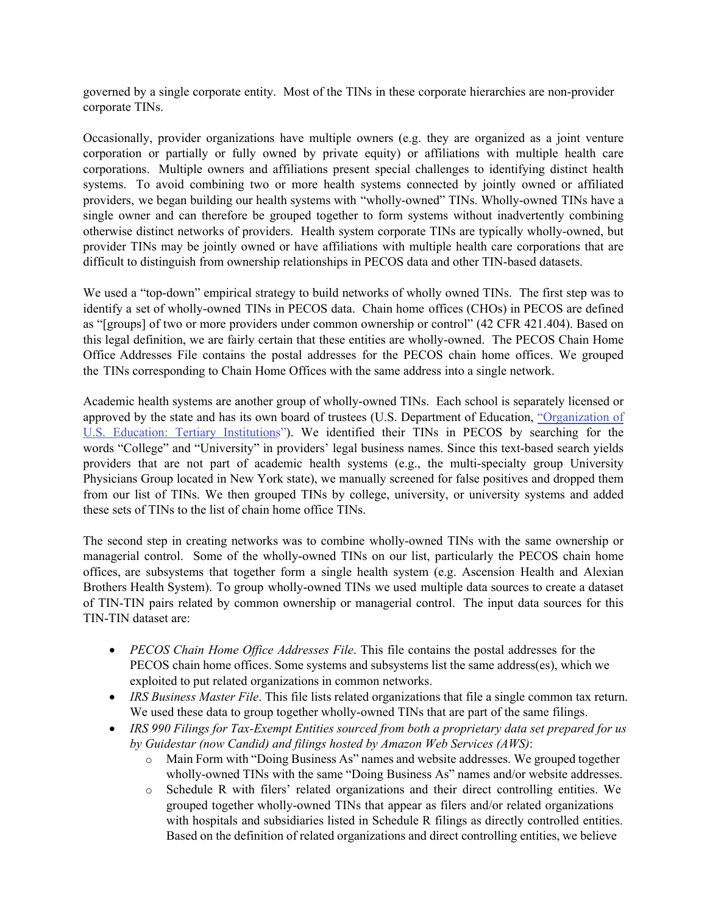governed by a single corporate entity. Most of the TINs in these corporate hierarchies are non-provider corporate TINs.

Occasionally, provider organizations have multiple owners (e.g. they are organized as a joint venture corporation or partially or fully owned by private equity) or affiliations with multiple health care corporations. Multiple owners and affiliations present special challenges to identifying distinct health systems. To avoid combining two or more health systems connected by jointly owned or affiliated providers, we began building our health systems with "wholly-owned" TINs. Wholly-owned TINs have a single owner and can therefore be grouped together to form systems without inadvertently combining otherwise distinct networks of providers. Health system corporate TINs are typically wholly-owned, but provider TINs may be jointly owned or have affiliations with multiple health care corporations that are difficult to distinguish from ownership relationships in PECOS data and other TIN-based datasets.

We used a "top-down" empirical strategy to build networks of wholly owned TINs. The first step was to identify a set of wholly-owned TINs in PECOS data. Chain home offices (CHOs) in PECOS are defined as "[groups] of two or more providers under common ownership or control" (42 CFR 421.404). Based on this legal definition, we are fairly certain that these entities are wholly-owned. The PECOS Chain Home Office Addresses File contains the postal addresses for the PECOS chain home offices. We grouped the TINs corresponding to Chain Home Offices with the same address into a single network.

Academic health systems are another group of wholly-owned TINs. Each school is separately licensed or approved by the state and has its own board of trustees (U.S. Department of Education, "Organization of U.S. Education: Tertiary Institutions"). We identified their TINs in PECOS by searching for the words "College" and "University" in providers' legal business names. Since this text-based search yields providers that are not part of academic health systems (e.g., the multi-specialty group University Physicians Group located in New York state), we manually screened for false positives and dropped them from our list of TINs. We then grouped TINs by college, university, or university systems and added these sets of TINs to the list of chain home office TINs.

The second step in creating networks was to combine wholly-owned TINs with the same ownership or managerial control. Some of the wholly-owned TINs on our list, particularly the PECOS chain home offices, are subsystems that together form a single health system (e.g. Ascension Health and Alexian Brothers Health System). To group wholly-owned TINs we used multiple data sources to create a dataset of TIN-TIN pairs related by common ownership or managerial control. The input data sources for this TIN-TIN dataset are:

- *PECOS Chain Home Office Addresses File*. This file contains the postal addresses for the PECOS chain home offices. Some systems and subsystems list the same address(es), which we exploited to put related organizations in common networks.
- *IRS Business Master File*. This file lists related organizations that file a single common tax return. We used these data to group together wholly-owned TINs that are part of the same filings.
- *IRS 990 Filings for Tax-Exempt Entities sourced from both a proprietary data set prepared for us by Guidestar (now Candid) and filings hosted by Amazon Web Services (AWS)*:
  - Main Form with "Doing Business As" names and website addresses. We grouped together wholly-owned TINs with the same "Doing Business As" names and/or website addresses.
  - Schedule R with filers' related organizations and their direct controlling entities. We grouped together wholly-owned TINs that appear as filers and/or related organizations with hospitals and subsidiaries listed in Schedule R filings as directly controlled entities. Based on the definition of related organizations and direct controlling entities, we believe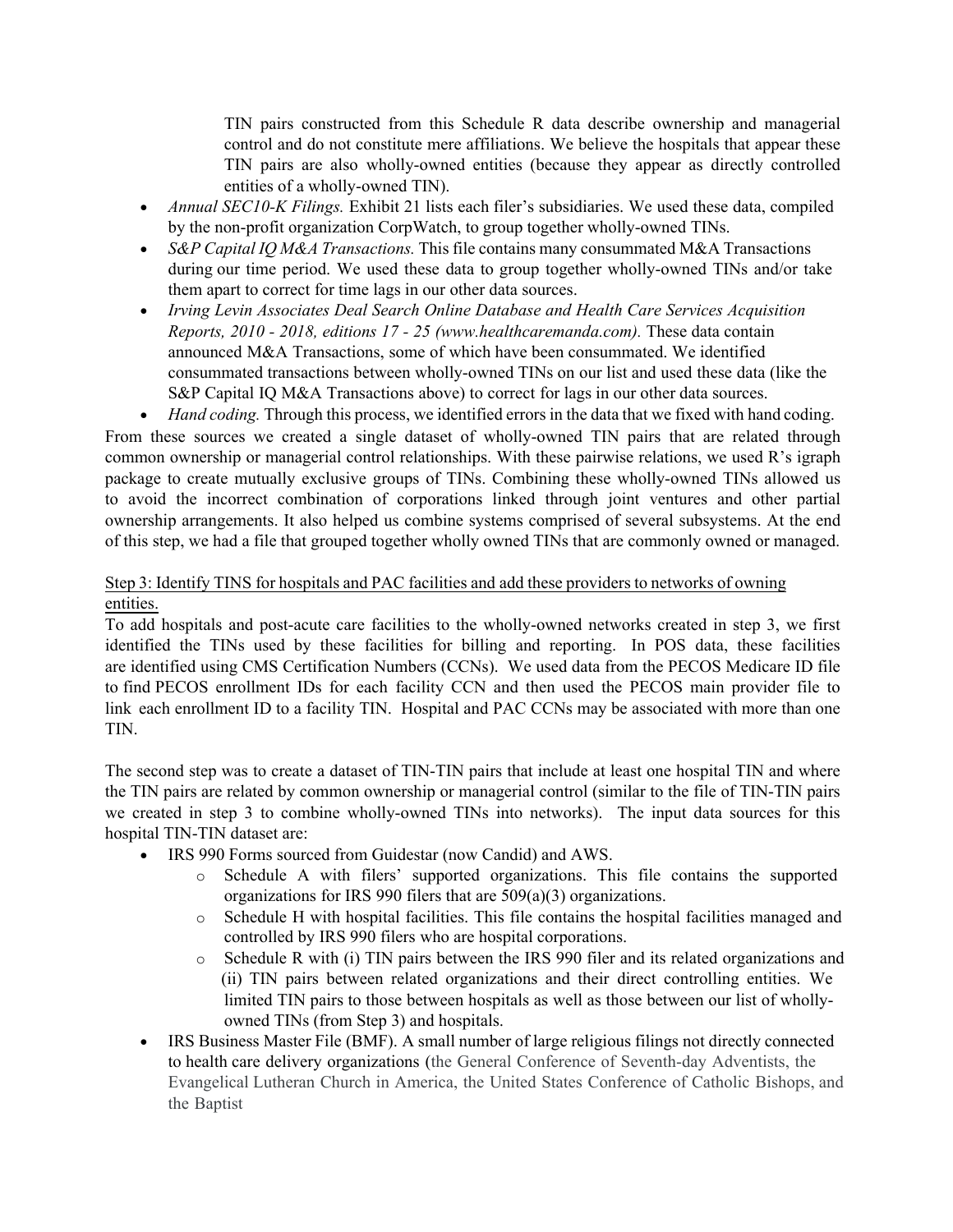TIN pairs constructed from this Schedule R data describe ownership and managerial control and do not constitute mere affiliations. We believe the hospitals that appear these TIN pairs are also wholly-owned entities (because they appear as directly controlled entities of a wholly-owned TIN).

- *Annual SEC10-K Filings.* Exhibit 21 lists each filer's subsidiaries. We used these data, compiled by the non-profit organization CorpWatch, to group together wholly-owned TINs.
- *S&P Capital IQ M&A Transactions.* This file contains many consummated M&A Transactions during our time period. We used these data to group together wholly-owned TINs and/or take them apart to correct for time lags in our other data sources.
- *Irving Levin Associates Deal Search Online Database and Health Care Services Acquisition Reports, 2010 - 2018, editions 17 - 25 (www.healthcaremanda.com).* These data contain announced M&A Transactions, some of which have been consummated. We identified consummated transactions between wholly-owned TINs on our list and used these data (like the S&P Capital IQ M&A Transactions above) to correct for lags in our other data sources.
- *Hand coding.* Through this process, we identified errors in the data that we fixed with hand coding.

From these sources we created a single dataset of wholly-owned TIN pairs that are related through common ownership or managerial control relationships. With these pairwise relations, we used R's igraph package to create mutually exclusive groups of TINs. Combining these wholly-owned TINs allowed us to avoid the incorrect combination of corporations linked through joint ventures and other partial ownership arrangements. It also helped us combine systems comprised of several subsystems. At the end of this step, we had a file that grouped together wholly owned TINs that are commonly owned or managed.

<u>Step 3: Identify TINS for hospitals and PAC facilities and add these providers to networks of owning entities.</u>

To add hospitals and post-acute care facilities to the wholly-owned networks created in step 3, we first identified the TINs used by these facilities for billing and reporting. In POS data, these facilities are identified using CMS Certification Numbers (CCNs). We used data from the PECOS Medicare ID file to find PECOS enrollment IDs for each facility CCN and then used the PECOS main provider file to link each enrollment ID to a facility TIN. Hospital and PAC CCNs may be associated with more than one TIN.

The second step was to create a dataset of TIN-TIN pairs that include at least one hospital TIN and where the TIN pairs are related by common ownership or managerial control (similar to the file of TIN-TIN pairs we created in step 3 to combine wholly-owned TINs into networks). The input data sources for this hospital TIN-TIN dataset are:

- IRS 990 Forms sourced from Guidestar (now Candid) and AWS.
  - Schedule A with filers' supported organizations. This file contains the supported organizations for IRS 990 filers that are 509(a)(3) organizations.
  - Schedule H with hospital facilities. This file contains the hospital facilities managed and controlled by IRS 990 filers who are hospital corporations.
  - Schedule R with (i) TIN pairs between the IRS 990 filer and its related organizations and (ii) TIN pairs between related organizations and their direct controlling entities. We limited TIN pairs to those between hospitals as well as those between our list of wholly-owned TINs (from Step 3) and hospitals.
- IRS Business Master File (BMF). A small number of large religious filings not directly connected to health care delivery organizations (the General Conference of Seventh-day Adventists, the Evangelical Lutheran Church in America, the United States Conference of Catholic Bishops, and the Baptist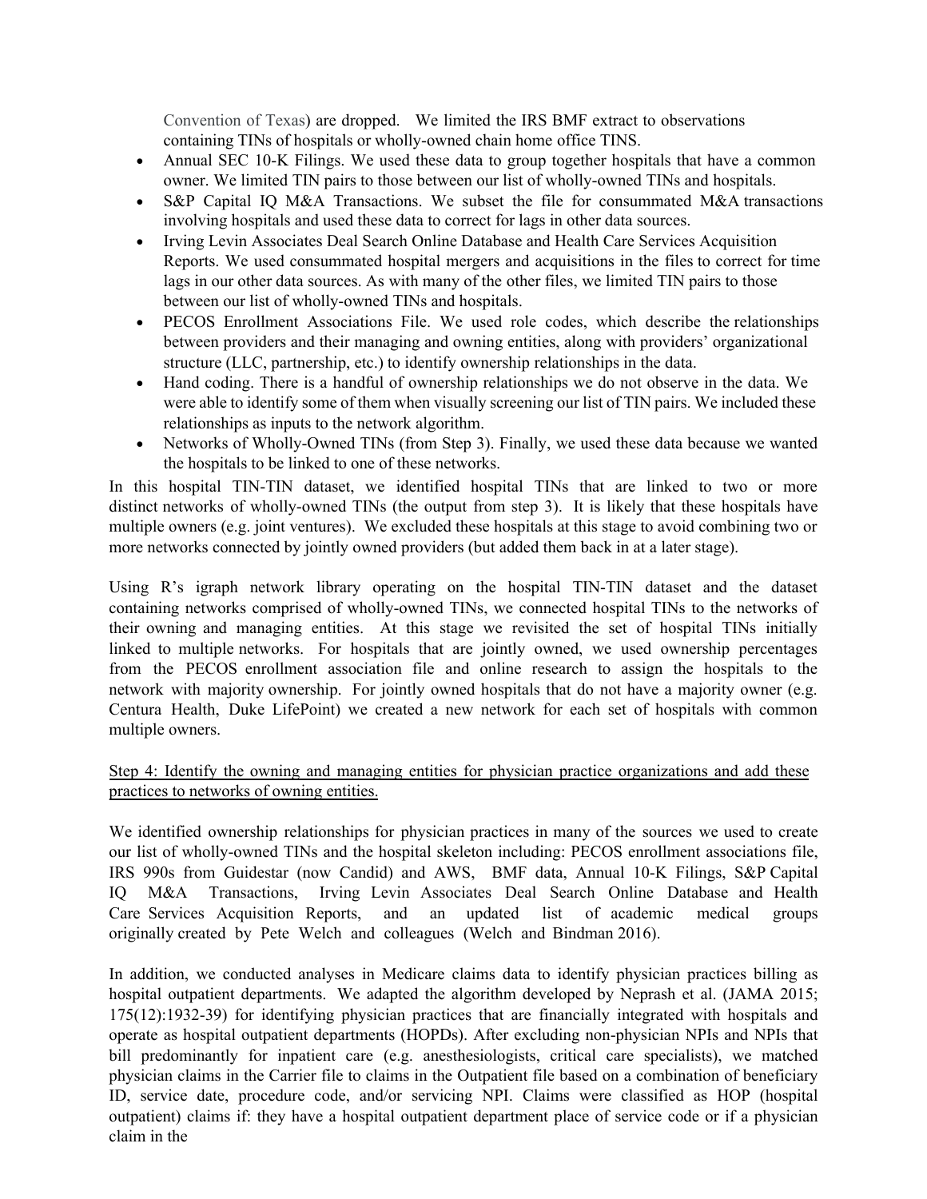Convention of Texas) are dropped. We limited the IRS BMF extract to observations containing TINs of hospitals or wholly-owned chain home office TINS.

- Annual SEC 10-K Filings. We used these data to group together hospitals that have a common owner. We limited TIN pairs to those between our list of wholly-owned TINs and hospitals.
- S&P Capital IQ M&A Transactions. We subset the file for consummated M&A transactions involving hospitals and used these data to correct for lags in other data sources.
- Irving Levin Associates Deal Search Online Database and Health Care Services Acquisition Reports. We used consummated hospital mergers and acquisitions in the files to correct for time lags in our other data sources. As with many of the other files, we limited TIN pairs to those between our list of wholly-owned TINs and hospitals.
- PECOS Enrollment Associations File. We used role codes, which describe the relationships between providers and their managing and owning entities, along with providers' organizational structure (LLC, partnership, etc.) to identify ownership relationships in the data.
- Hand coding. There is a handful of ownership relationships we do not observe in the data. We were able to identify some of them when visually screening our list of TIN pairs. We included these relationships as inputs to the network algorithm.
- Networks of Wholly-Owned TINs (from Step 3). Finally, we used these data because we wanted the hospitals to be linked to one of these networks.

In this hospital TIN-TIN dataset, we identified hospital TINs that are linked to two or more distinct networks of wholly-owned TINs (the output from step 3). It is likely that these hospitals have multiple owners (e.g. joint ventures). We excluded these hospitals at this stage to avoid combining two or more networks connected by jointly owned providers (but added them back in at a later stage).

Using R's igraph network library operating on the hospital TIN-TIN dataset and the dataset containing networks comprised of wholly-owned TINs, we connected hospital TINs to the networks of their owning and managing entities. At this stage we revisited the set of hospital TINs initially linked to multiple networks. For hospitals that are jointly owned, we used ownership percentages from the PECOS enrollment association file and online research to assign the hospitals to the network with majority ownership. For jointly owned hospitals that do not have a majority owner (e.g. Centura Health, Duke LifePoint) we created a new network for each set of hospitals with common multiple owners.

<u>Step 4: Identify the owning and managing entities for physician practice organizations and add these practices to networks of owning entities.</u>

We identified ownership relationships for physician practices in many of the sources we used to create our list of wholly-owned TINs and the hospital skeleton including: PECOS enrollment associations file, IRS 990s from Guidestar (now Candid) and AWS, BMF data, Annual 10-K Filings, S&P Capital IQ M&A Transactions, Irving Levin Associates Deal Search Online Database and Health Care Services Acquisition Reports, and an updated list of academic medical groups originally created by Pete Welch and colleagues (Welch and Bindman 2016).

In addition, we conducted analyses in Medicare claims data to identify physician practices billing as hospital outpatient departments. We adapted the algorithm developed by Neprash et al. (JAMA 2015; 175(12):1932-39) for identifying physician practices that are financially integrated with hospitals and operate as hospital outpatient departments (HOPDs). After excluding non-physician NPIs and NPIs that bill predominantly for inpatient care (e.g. anesthesiologists, critical care specialists), we matched physician claims in the Carrier file to claims in the Outpatient file based on a combination of beneficiary ID, service date, procedure code, and/or servicing NPI. Claims were classified as HOP (hospital outpatient) claims if: they have a hospital outpatient department place of service code or if a physician claim in the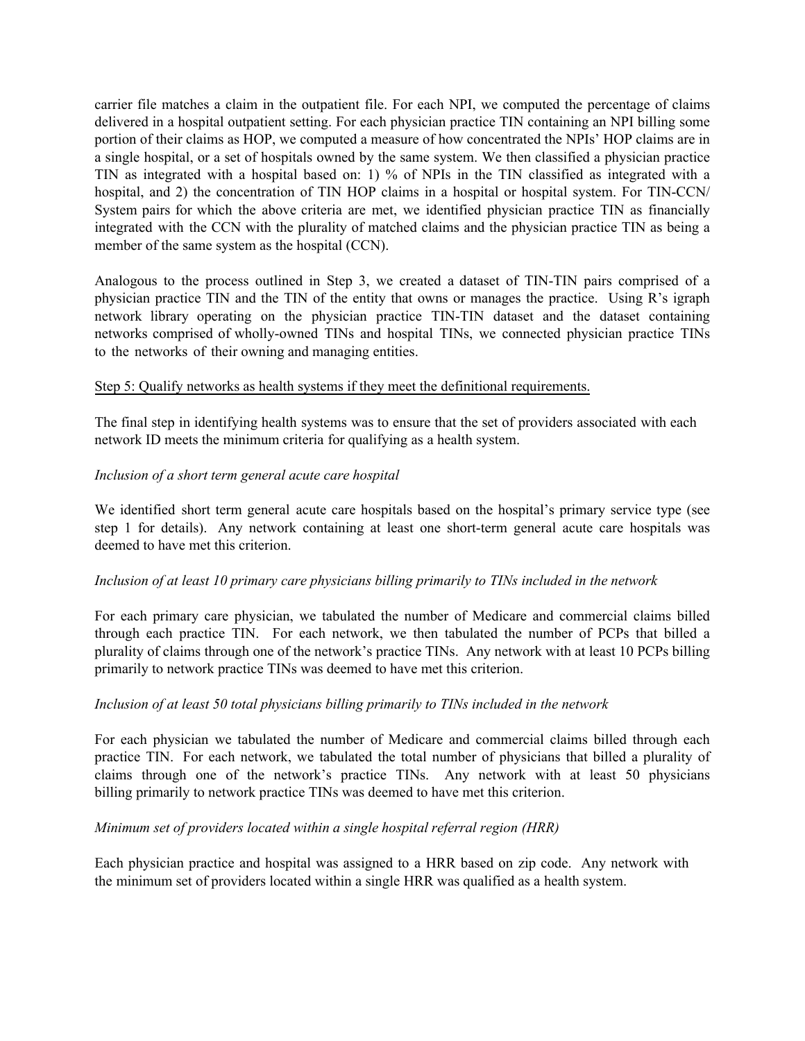carrier file matches a claim in the outpatient file. For each NPI, we computed the percentage of claims delivered in a hospital outpatient setting. For each physician practice TIN containing an NPI billing some portion of their claims as HOP, we computed a measure of how concentrated the NPIs' HOP claims are in a single hospital, or a set of hospitals owned by the same system. We then classified a physician practice TIN as integrated with a hospital based on: 1) % of NPIs in the TIN classified as integrated with a hospital, and 2) the concentration of TIN HOP claims in a hospital or hospital system. For TIN-CCN/ System pairs for which the above criteria are met, we identified physician practice TIN as financially integrated with the CCN with the plurality of matched claims and the physician practice TIN as being a member of the same system as the hospital (CCN).

Analogous to the process outlined in Step 3, we created a dataset of TIN-TIN pairs comprised of a physician practice TIN and the TIN of the entity that owns or manages the practice. Using R's igraph network library operating on the physician practice TIN-TIN dataset and the dataset containing networks comprised of wholly-owned TINs and hospital TINs, we connected physician practice TINs to the networks of their owning and managing entities.

<u>Step 5: Qualify networks as health systems if they meet the definitional requirements.</u>

The final step in identifying health systems was to ensure that the set of providers associated with each network ID meets the minimum criteria for qualifying as a health system.

*Inclusion of a short term general acute care hospital*

We identified short term general acute care hospitals based on the hospital's primary service type (see step 1 for details). Any network containing at least one short-term general acute care hospitals was deemed to have met this criterion.

*Inclusion of at least 10 primary care physicians billing primarily to TINs included in the network*

For each primary care physician, we tabulated the number of Medicare and commercial claims billed through each practice TIN. For each network, we then tabulated the number of PCPs that billed a plurality of claims through one of the network's practice TINs. Any network with at least 10 PCPs billing primarily to network practice TINs was deemed to have met this criterion.

*Inclusion of at least 50 total physicians billing primarily to TINs included in the network*

For each physician we tabulated the number of Medicare and commercial claims billed through each practice TIN. For each network, we tabulated the total number of physicians that billed a plurality of claims through one of the network's practice TINs. Any network with at least 50 physicians billing primarily to network practice TINs was deemed to have met this criterion.

*Minimum set of providers located within a single hospital referral region (HRR)*

Each physician practice and hospital was assigned to a HRR based on zip code. Any network with the minimum set of providers located within a single HRR was qualified as a health system.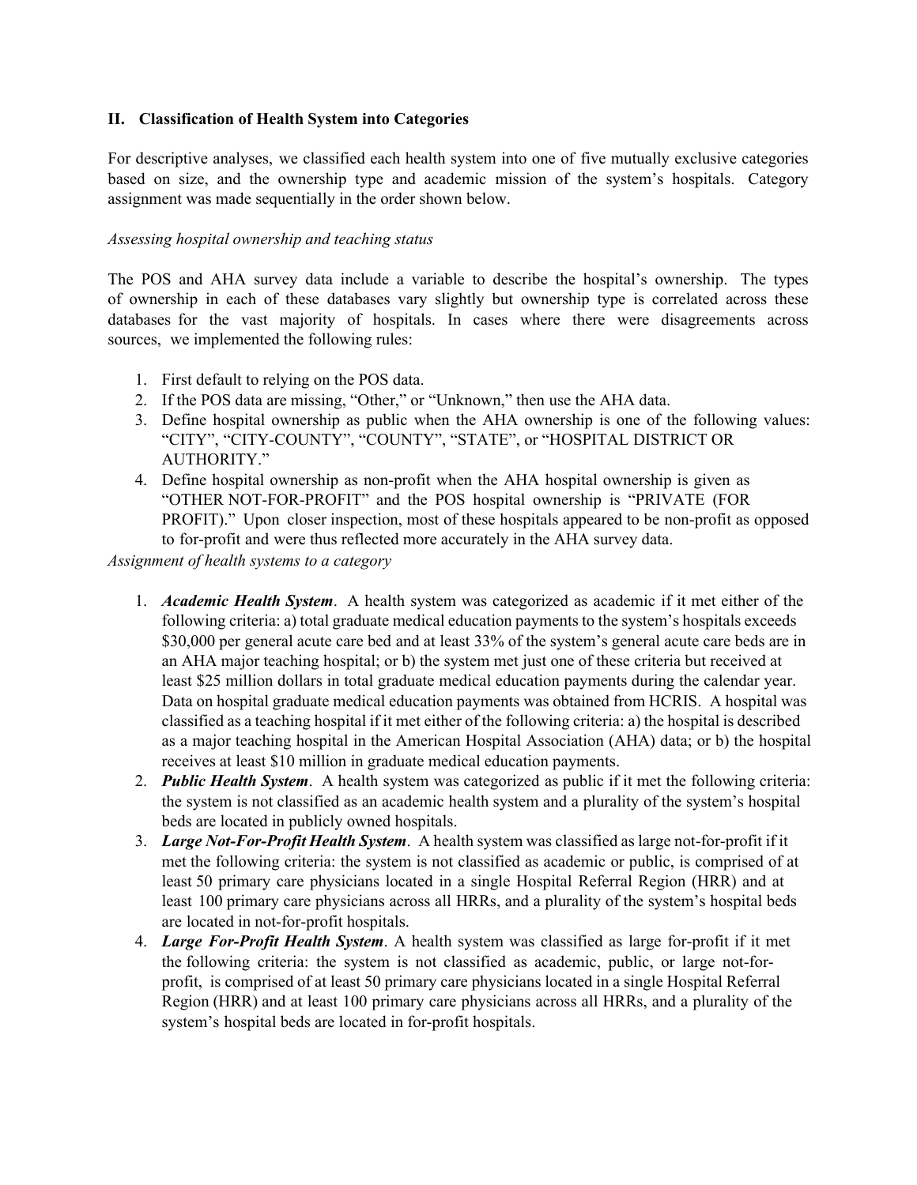## II. Classification of Health System into Categories

For descriptive analyses, we classified each health system into one of five mutually exclusive categories based on size, and the ownership type and academic mission of the system's hospitals. Category assignment was made sequentially in the order shown below.

*Assessing hospital ownership and teaching status*

The POS and AHA survey data include a variable to describe the hospital's ownership. The types of ownership in each of these databases vary slightly but ownership type is correlated across these databases for the vast majority of hospitals. In cases where there were disagreements across sources, we implemented the following rules:

1. First default to relying on the POS data.
2. If the POS data are missing, "Other," or "Unknown," then use the AHA data.
3. Define hospital ownership as public when the AHA ownership is one of the following values: "CITY", "CITY-COUNTY", "COUNTY", "STATE", or "HOSPITAL DISTRICT OR AUTHORITY."
4. Define hospital ownership as non-profit when the AHA hospital ownership is given as "OTHER NOT-FOR-PROFIT" and the POS hospital ownership is "PRIVATE (FOR PROFIT)." Upon closer inspection, most of these hospitals appeared to be non-profit as opposed to for-profit and were thus reflected more accurately in the AHA survey data.

*Assignment of health systems to a category*

1. ***Academic Health System***. A health system was categorized as academic if it met either of the following criteria: a) total graduate medical education payments to the system's hospitals exceeds $30,000 per general acute care bed and at least 33% of the system's general acute care beds are in an AHA major teaching hospital; or b) the system met just one of these criteria but received at least $25 million dollars in total graduate medical education payments during the calendar year. Data on hospital graduate medical education payments was obtained from HCRIS. A hospital was classified as a teaching hospital if it met either of the following criteria: a) the hospital is described as a major teaching hospital in the American Hospital Association (AHA) data; or b) the hospital receives at least $10 million in graduate medical education payments.
2. ***Public Health System***. A health system was categorized as public if it met the following criteria: the system is not classified as an academic health system and a plurality of the system's hospital beds are located in publicly owned hospitals.
3. ***Large Not-For-Profit Health System***. A health system was classified as large not-for-profit if it met the following criteria: the system is not classified as academic or public, is comprised of at least 50 primary care physicians located in a single Hospital Referral Region (HRR) and at least 100 primary care physicians across all HRRs, and a plurality of the system's hospital beds are located in not-for-profit hospitals.
4. ***Large For-Profit Health System***. A health system was classified as large for-profit if it met the following criteria: the system is not classified as academic, public, or large not-for-profit, is comprised of at least 50 primary care physicians located in a single Hospital Referral Region (HRR) and at least 100 primary care physicians across all HRRs, and a plurality of the system's hospital beds are located in for-profit hospitals.